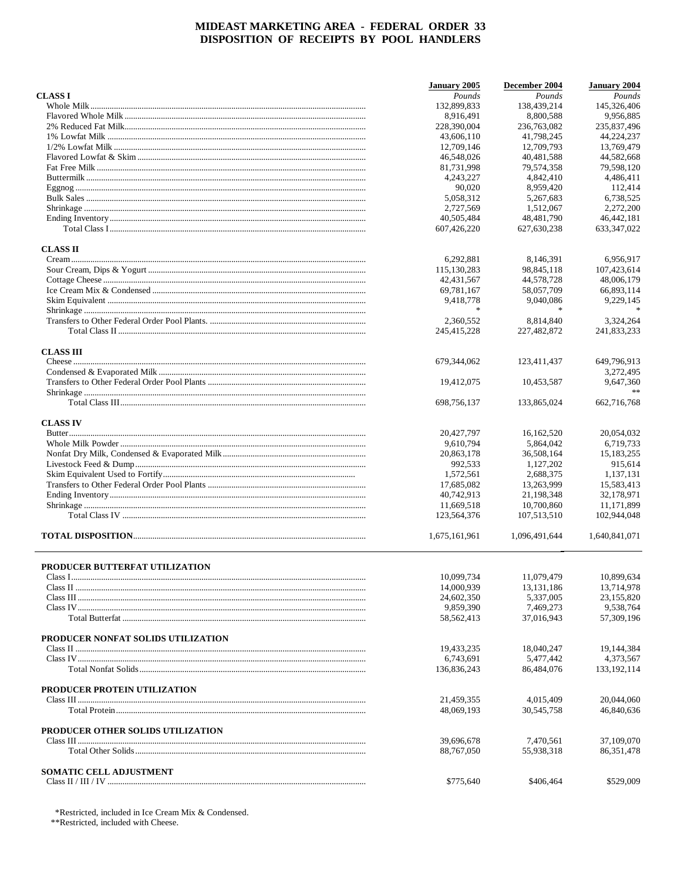# MIDEAST MARKETING AREA - FEDERAL ORDER 33
## DISPOSITION OF RECEIPTS BY POOL HANDLERS

| | January 2005 | December 2004 | January 2004 |
|---|---|---|---|
| **CLASS I** | *Pounds* | *Pounds* | *Pounds* |
| Whole Milk | 132,899,833 | 138,439,214 | 145,326,406 |
| Flavored Whole Milk | 8,916,491 | 8,800,588 | 9,956,885 |
| 2% Reduced Fat Milk | 228,390,004 | 236,763,082 | 235,837,496 |
| 1% Lowfat Milk | 43,606,110 | 41,798,245 | 44,224,237 |
| 1/2% Lowfat Milk | 12,709,146 | 12,709,793 | 13,769,479 |
| Flavored Lowfat & Skim | 46,548,026 | 40,481,588 | 44,582,668 |
| Fat Free Milk | 81,731,998 | 79,574,358 | 79,598,120 |
| Buttermilk | 4,243,227 | 4,842,410 | 4,486,411 |
| Eggnog | 90,020 | 8,959,420 | 112,414 |
| Bulk Sales | 5,058,312 | 5,267,683 | 6,738,525 |
| Shrinkage | 2,727,569 | 1,512,067 | 2,272,200 |
| Ending Inventory | 40,505,484 | 48,481,790 | 46,442,181 |
| Total Class I | 607,426,220 | 627,630,238 | 633,347,022 |
| **CLASS II** | | | |
| Cream | 6,292,881 | 8,146,391 | 6,956,917 |
| Sour Cream, Dips & Yogurt | 115,130,283 | 98,845,118 | 107,423,614 |
| Cottage Cheese | 42,431,567 | 44,578,728 | 48,006,179 |
| Ice Cream Mix & Condensed | 69,781,167 | 58,057,709 | 66,893,114 |
| Skim Equivalent | 9,418,778 | 9,040,086 | 9,229,145 |
| Shrinkage | * | * | * |
| Transfers to Other Federal Order Pool Plants. | 2,360,552 | 8,814,840 | 3,324,264 |
| Total Class II | 245,415,228 | 227,482,872 | 241,833,233 |
| **CLASS III** | | | |
| Cheese | 679,344,062 | 123,411,437 | 649,796,913 |
| Condensed & Evaporated Milk | | | 3,272,495 |
| Transfers to Other Federal Order Pool Plants | 19,412,075 | 10,453,587 | 9,647,360 |
| Shrinkage | | | ** |
| Total Class III | 698,756,137 | 133,865,024 | 662,716,768 |
| **CLASS IV** | | | |
| Butter | 20,427,797 | 16,162,520 | 20,054,032 |
| Whole Milk Powder | 9,610,794 | 5,864,042 | 6,719,733 |
| Nonfat Dry Milk, Condensed & Evaporated Milk | 20,863,178 | 36,508,164 | 15,183,255 |
| Livestock Feed & Dump | 992,533 | 1,127,202 | 915,614 |
| Skim Equivalent Used to Fortify | 1,572,561 | 2,688,375 | 1,137,131 |
| Transfers to Other Federal Order Pool Plants | 17,685,082 | 13,263,999 | 15,583,413 |
| Ending Inventory | 40,742,913 | 21,198,348 | 32,178,971 |
| Shrinkage | 11,669,518 | 10,700,860 | 11,171,899 |
| Total Class IV | 123,564,376 | 107,513,510 | 102,944,048 |
| **TOTAL DISPOSITION** | 1,675,161,961 | 1,096,491,644 | 1,640,841,071 |

| | January 2005 | December 2004 | January 2004 |
|---|---|---|---|
| **PRODUCER BUTTERFAT UTILIZATION** | | | |
| Class I | 10,099,734 | 11,079,479 | 10,899,634 |
| Class II | 14,000,939 | 13,131,186 | 13,714,978 |
| Class III | 24,602,350 | 5,337,005 | 23,155,820 |
| Class IV | 9,859,390 | 7,469,273 | 9,538,764 |
| Total Butterfat | 58,562,413 | 37,016,943 | 57,309,196 |
| **PRODUCER NONFAT SOLIDS UTILIZATION** | | | |
| Class II | 19,433,235 | 18,040,247 | 19,144,384 |
| Class IV | 6,743,691 | 5,477,442 | 4,373,567 |
| Total Nonfat Solids | 136,836,243 | 86,484,076 | 133,192,114 |
| **PRODUCER PROTEIN UTILIZATION** | | | |
| Class III | 21,459,355 | 4,015,409 | 20,044,060 |
| Total Protein | 48,069,193 | 30,545,758 | 46,840,636 |
| **PRODUCER OTHER SOLIDS UTILIZATION** | | | |
| Class III | 39,696,678 | 7,470,561 | 37,109,070 |
| Total Other Solids | 88,767,050 | 55,938,318 | 86,351,478 |
| **SOMATIC CELL ADJUSTMENT** | | | |
| Class II / III / IV | $775,640 | $406,464 | $529,009 |

*Restricted, included in Ice Cream Mix & Condensed.
**Restricted, included with Cheese.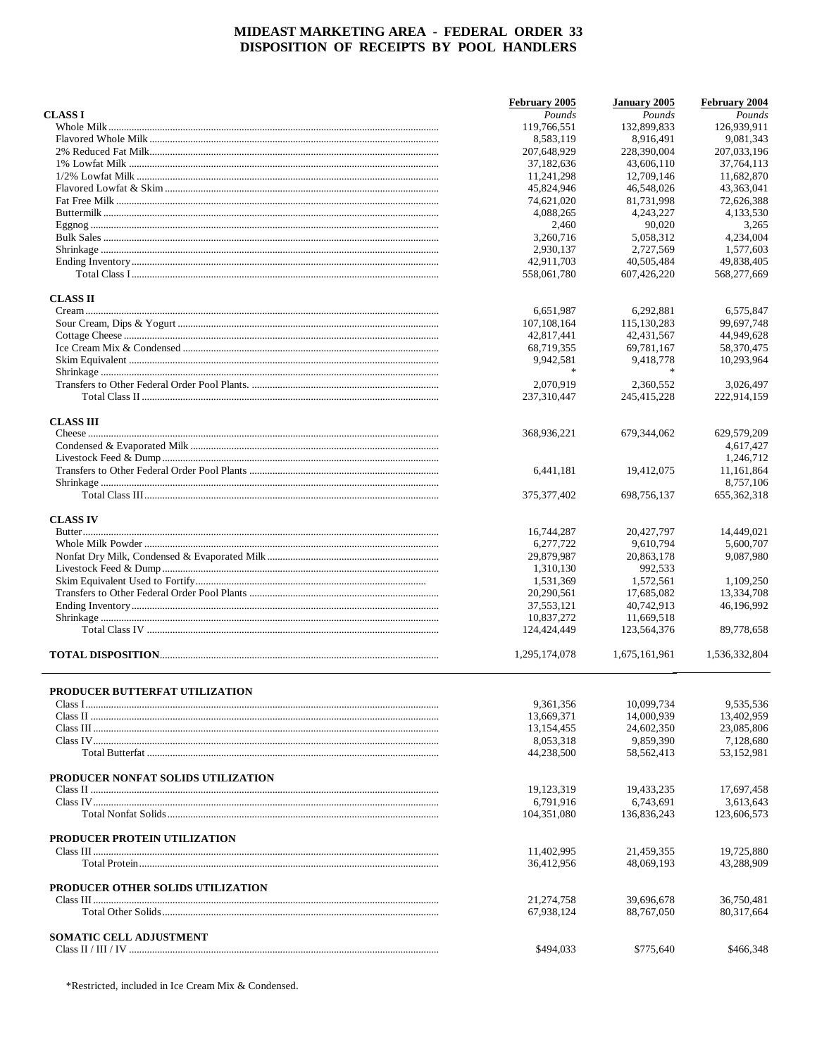# MIDEAST MARKETING AREA - FEDERAL ORDER 33
# DISPOSITION OF RECEIPTS BY POOL HANDLERS

| | February 2005 | January 2005 | February 2004 |
|---|---|---|---|
| **CLASS I** | *Pounds* | *Pounds* | *Pounds* |
| Whole Milk | 119,766,551 | 132,899,833 | 126,939,911 |
| Flavored Whole Milk | 8,583,119 | 8,916,491 | 9,081,343 |
| 2% Reduced Fat Milk | 207,648,929 | 228,390,004 | 207,033,196 |
| 1% Lowfat Milk | 37,182,636 | 43,606,110 | 37,764,113 |
| 1/2% Lowfat Milk | 11,241,298 | 12,709,146 | 11,682,870 |
| Flavored Lowfat & Skim | 45,824,946 | 46,548,026 | 43,363,041 |
| Fat Free Milk | 74,621,020 | 81,731,998 | 72,626,388 |
| Buttermilk | 4,088,265 | 4,243,227 | 4,133,530 |
| Eggnog | 2,460 | 90,020 | 3,265 |
| Bulk Sales | 3,260,716 | 5,058,312 | 4,234,004 |
| Shrinkage | 2,930,137 | 2,727,569 | 1,577,603 |
| Ending Inventory | 42,911,703 | 40,505,484 | 49,838,405 |
| Total Class I | 558,061,780 | 607,426,220 | 568,277,669 |
| **CLASS II** | | | |
| Cream | 6,651,987 | 6,292,881 | 6,575,847 |
| Sour Cream, Dips & Yogurt | 107,108,164 | 115,130,283 | 99,697,748 |
| Cottage Cheese | 42,817,441 | 42,431,567 | 44,949,628 |
| Ice Cream Mix & Condensed | 68,719,355 | 69,781,167 | 58,370,475 |
| Skim Equivalent | 9,942,581 | 9,418,778 | 10,293,964 |
| Shrinkage | * | * | |
| Transfers to Other Federal Order Pool Plants. | 2,070,919 | 2,360,552 | 3,026,497 |
| Total Class II | 237,310,447 | 245,415,228 | 222,914,159 |
| **CLASS III** | | | |
| Cheese | 368,936,221 | 679,344,062 | 629,579,209 |
| Condensed & Evaporated Milk | | | 4,617,427 |
| Livestock Feed & Dump | | | 1,246,712 |
| Transfers to Other Federal Order Pool Plants | 6,441,181 | 19,412,075 | 11,161,864 |
| Shrinkage | | | 8,757,106 |
| Total Class III | 375,377,402 | 698,756,137 | 655,362,318 |
| **CLASS IV** | | | |
| Butter | 16,744,287 | 20,427,797 | 14,449,021 |
| Whole Milk Powder | 6,277,722 | 9,610,794 | 5,600,707 |
| Nonfat Dry Milk, Condensed & Evaporated Milk | 29,879,987 | 20,863,178 | 9,087,980 |
| Livestock Feed & Dump | 1,310,130 | 992,533 | |
| Skim Equivalent Used to Fortify | 1,531,369 | 1,572,561 | 1,109,250 |
| Transfers to Other Federal Order Pool Plants | 20,290,561 | 17,685,082 | 13,334,708 |
| Ending Inventory | 37,553,121 | 40,742,913 | 46,196,992 |
| Shrinkage | 10,837,272 | 11,669,518 | |
| Total Class IV | 124,424,449 | 123,564,376 | 89,778,658 |
| **TOTAL DISPOSITION** | 1,295,174,078 | 1,675,161,961 | 1,536,332,804 |

| | February 2005 | January 2005 | February 2004 |
|---|---|---|---|
| **PRODUCER BUTTERFAT UTILIZATION** | | | |
| Class I | 9,361,356 | 10,099,734 | 9,535,536 |
| Class II | 13,669,371 | 14,000,939 | 13,402,959 |
| Class III | 13,154,455 | 24,602,350 | 23,085,806 |
| Class IV | 8,053,318 | 9,859,390 | 7,128,680 |
| Total Butterfat | 44,238,500 | 58,562,413 | 53,152,981 |
| **PRODUCER NONFAT SOLIDS UTILIZATION** | | | |
| Class II | 19,123,319 | 19,433,235 | 17,697,458 |
| Class IV | 6,791,916 | 6,743,691 | 3,613,643 |
| Total Nonfat Solids | 104,351,080 | 136,836,243 | 123,606,573 |
| **PRODUCER PROTEIN UTILIZATION** | | | |
| Class III | 11,402,995 | 21,459,355 | 19,725,880 |
| Total Protein | 36,412,956 | 48,069,193 | 43,288,909 |
| **PRODUCER OTHER SOLIDS UTILIZATION** | | | |
| Class III | 21,274,758 | 39,696,678 | 36,750,481 |
| Total Other Solids | 67,938,124 | 88,767,050 | 80,317,664 |
| **SOMATIC CELL ADJUSTMENT** | | | |
| Class II / III / IV | $494,033 | $775,640 | $466,348 |

*Restricted, included in Ice Cream Mix & Condensed.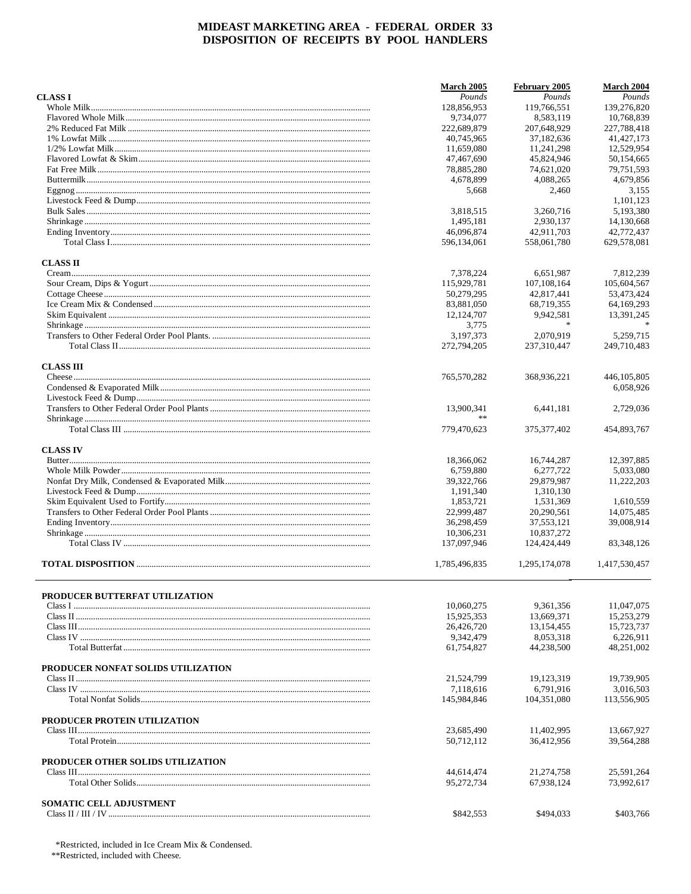# MIDEAST MARKETING AREA - FEDERAL ORDER 33
# DISPOSITION OF RECEIPTS BY POOL HANDLERS

| | March 2005 | February 2005 | March 2004 |
|---|---|---|---|
| **CLASS I** | *Pounds* | *Pounds* | *Pounds* |
| Whole Milk | 128,856,953 | 119,766,551 | 139,276,820 |
| Flavored Whole Milk | 9,734,077 | 8,583,119 | 10,768,839 |
| 2% Reduced Fat Milk | 222,689,879 | 207,648,929 | 227,788,418 |
| 1% Lowfat Milk | 40,745,965 | 37,182,636 | 41,427,173 |
| 1/2% Lowfat Milk | 11,659,080 | 11,241,298 | 12,529,954 |
| Flavored Lowfat & Skim | 47,467,690 | 45,824,946 | 50,154,665 |
| Fat Free Milk | 78,885,280 | 74,621,020 | 79,751,593 |
| Buttermilk | 4,678,899 | 4,088,265 | 4,679,856 |
| Eggnog | 5,668 | 2,460 | 3,155 |
| Livestock Feed & Dump | | | 1,101,123 |
| Bulk Sales | 3,818,515 | 3,260,716 | 5,193,380 |
| Shrinkage | 1,495,181 | 2,930,137 | 14,130,668 |
| Ending Inventory | 46,096,874 | 42,911,703 | 42,772,437 |
| Total Class I | 596,134,061 | 558,061,780 | 629,578,081 |
| **CLASS II** | | | |
| Cream | 7,378,224 | 6,651,987 | 7,812,239 |
| Sour Cream, Dips & Yogurt | 115,929,781 | 107,108,164 | 105,604,567 |
| Cottage Cheese | 50,279,295 | 42,817,441 | 53,473,424 |
| Ice Cream Mix & Condensed | 83,881,050 | 68,719,355 | 64,169,293 |
| Skim Equivalent | 12,124,707 | 9,942,581 | 13,391,245 |
| Shrinkage | 3,775 | * | * |
| Transfers to Other Federal Order Pool Plants. | 3,197,373 | 2,070,919 | 5,259,715 |
| Total Class II | 272,794,205 | 237,310,447 | 249,710,483 |
| **CLASS III** | | | |
| Cheese | 765,570,282 | 368,936,221 | 446,105,805 |
| Condensed & Evaporated Milk | | | 6,058,926 |
| Livestock Feed & Dump | | | |
| Transfers to Other Federal Order Pool Plants | 13,900,341 | 6,441,181 | 2,729,036 |
| Shrinkage | ** | | |
| Total Class III | 779,470,623 | 375,377,402 | 454,893,767 |
| **CLASS IV** | | | |
| Butter | 18,366,062 | 16,744,287 | 12,397,885 |
| Whole Milk Powder | 6,759,880 | 6,277,722 | 5,033,080 |
| Nonfat Dry Milk, Condensed & Evaporated Milk | 39,322,766 | 29,879,987 | 11,222,203 |
| Livestock Feed & Dump | 1,191,340 | 1,310,130 | |
| Skim Equivalent Used to Fortify | 1,853,721 | 1,531,369 | 1,610,559 |
| Transfers to Other Federal Order Pool Plants | 22,999,487 | 20,290,561 | 14,075,485 |
| Ending Inventory | 36,298,459 | 37,553,121 | 39,008,914 |
| Shrinkage | 10,306,231 | 10,837,272 | |
| Total Class IV | 137,097,946 | 124,424,449 | 83,348,126 |
| **TOTAL DISPOSITION** | 1,785,496,835 | 1,295,174,078 | 1,417,530,457 |

| | March 2005 | February 2005 | March 2004 |
|---|---|---|---|
| **PRODUCER BUTTERFAT UTILIZATION** | | | |
| Class I | 10,060,275 | 9,361,356 | 11,047,075 |
| Class II | 15,925,353 | 13,669,371 | 15,253,279 |
| Class III | 26,426,720 | 13,154,455 | 15,723,737 |
| Class IV | 9,342,479 | 8,053,318 | 6,226,911 |
| Total Butterfat | 61,754,827 | 44,238,500 | 48,251,002 |
| **PRODUCER NONFAT SOLIDS UTILIZATION** | | | |
| Class II | 21,524,799 | 19,123,319 | 19,739,905 |
| Class IV | 7,118,616 | 6,791,916 | 3,016,503 |
| Total Nonfat Solids | 145,984,846 | 104,351,080 | 113,556,905 |
| **PRODUCER PROTEIN UTILIZATION** | | | |
| Class III | 23,685,490 | 11,402,995 | 13,667,927 |
| Total Protein | 50,712,112 | 36,412,956 | 39,564,288 |
| **PRODUCER OTHER SOLIDS UTILIZATION** | | | |
| Class III | 44,614,474 | 21,274,758 | 25,591,264 |
| Total Other Solids | 95,272,734 | 67,938,124 | 73,992,617 |
| **SOMATIC CELL ADJUSTMENT** | | | |
| Class II / III / IV | $842,553 | $494,033 | $403,766 |

*Restricted, included in Ice Cream Mix & Condensed.
**Restricted, included with Cheese.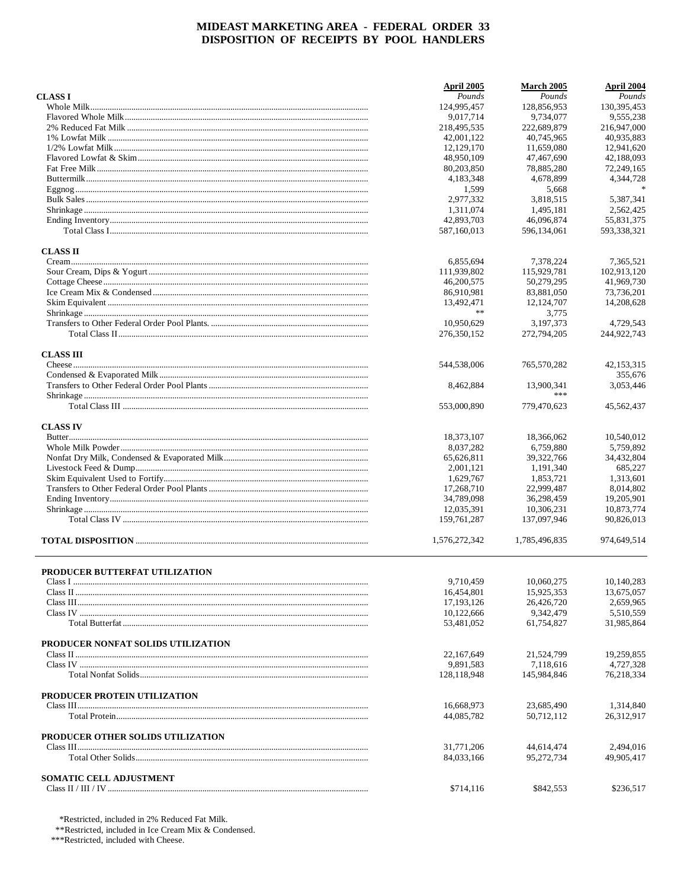# MIDEAST MARKETING AREA - FEDERAL ORDER 33
## DISPOSITION OF RECEIPTS BY POOL HANDLERS

| | April 2005 | March 2005 | April 2004 |
|---|---|---|---|
| **CLASS I** | *Pounds* | *Pounds* | *Pounds* |
| Whole Milk | 124,995,457 | 128,856,953 | 130,395,453 |
| Flavored Whole Milk | 9,017,714 | 9,734,077 | 9,555,238 |
| 2% Reduced Fat Milk | 218,495,535 | 222,689,879 | 216,947,000 |
| 1% Lowfat Milk | 42,001,122 | 40,745,965 | 40,935,883 |
| 1/2% Lowfat Milk | 12,129,170 | 11,659,080 | 12,941,620 |
| Flavored Lowfat & Skim | 48,950,109 | 47,467,690 | 42,188,093 |
| Fat Free Milk | 80,203,850 | 78,885,280 | 72,249,165 |
| Buttermilk | 4,183,348 | 4,678,899 | 4,344,728 |
| Eggnog | 1,599 | 5,668 | * |
| Bulk Sales | 2,977,332 | 3,818,515 | 5,387,341 |
| Shrinkage | 1,311,074 | 1,495,181 | 2,562,425 |
| Ending Inventory | 42,893,703 | 46,096,874 | 55,831,375 |
| Total Class I | 587,160,013 | 596,134,061 | 593,338,321 |
| **CLASS II** | | | |
| Cream | 6,855,694 | 7,378,224 | 7,365,521 |
| Sour Cream, Dips & Yogurt | 111,939,802 | 115,929,781 | 102,913,120 |
| Cottage Cheese | 46,200,575 | 50,279,295 | 41,969,730 |
| Ice Cream Mix & Condensed | 86,910,981 | 83,881,050 | 73,736,201 |
| Skim Equivalent | 13,492,471 | 12,124,707 | 14,208,628 |
| Shrinkage | ** | 3,775 | |
| Transfers to Other Federal Order Pool Plants. | 10,950,629 | 3,197,373 | 4,729,543 |
| Total Class II | 276,350,152 | 272,794,205 | 244,922,743 |
| **CLASS III** | | | |
| Cheese | 544,538,006 | 765,570,282 | 42,153,315 |
| Condensed & Evaporated Milk | | | 355,676 |
| Transfers to Other Federal Order Pool Plants | 8,462,884 | 13,900,341 | 3,053,446 |
| Shrinkage | | *** | |
| Total Class III | 553,000,890 | 779,470,623 | 45,562,437 |
| **CLASS IV** | | | |
| Butter | 18,373,107 | 18,366,062 | 10,540,012 |
| Whole Milk Powder | 8,037,282 | 6,759,880 | 5,759,892 |
| Nonfat Dry Milk, Condensed & Evaporated Milk | 65,626,811 | 39,322,766 | 34,432,804 |
| Livestock Feed & Dump | 2,001,121 | 1,191,340 | 685,227 |
| Skim Equivalent Used to Fortify | 1,629,767 | 1,853,721 | 1,313,601 |
| Transfers to Other Federal Order Pool Plants | 17,268,710 | 22,999,487 | 8,014,802 |
| Ending Inventory | 34,789,098 | 36,298,459 | 19,205,901 |
| Shrinkage | 12,035,391 | 10,306,231 | 10,873,774 |
| Total Class IV | 159,761,287 | 137,097,946 | 90,826,013 |
| **TOTAL DISPOSITION** | 1,576,272,342 | 1,785,496,835 | 974,649,514 |
| **PRODUCER BUTTERFAT UTILIZATION** | | | |
| Class I | 9,710,459 | 10,060,275 | 10,140,283 |
| Class II | 16,454,801 | 15,925,353 | 13,675,057 |
| Class III | 17,193,126 | 26,426,720 | 2,659,965 |
| Class IV | 10,122,666 | 9,342,479 | 5,510,559 |
| Total Butterfat | 53,481,052 | 61,754,827 | 31,985,864 |
| **PRODUCER NONFAT SOLIDS UTILIZATION** | | | |
| Class II | 22,167,649 | 21,524,799 | 19,259,855 |
| Class IV | 9,891,583 | 7,118,616 | 4,727,328 |
| Total Nonfat Solids | 128,118,948 | 145,984,846 | 76,218,334 |
| **PRODUCER PROTEIN UTILIZATION** | | | |
| Class III | 16,668,973 | 23,685,490 | 1,314,840 |
| Total Protein | 44,085,782 | 50,712,112 | 26,312,917 |
| **PRODUCER OTHER SOLIDS UTILIZATION** | | | |
| Class III | 31,771,206 | 44,614,474 | 2,494,016 |
| Total Other Solids | 84,033,166 | 95,272,734 | 49,905,417 |
| **SOMATIC CELL ADJUSTMENT** | | | |
| Class II / III / IV | $714,116 | $842,553 | $236,517 |

*Restricted, included in 2% Reduced Fat Milk.
**Restricted, included in Ice Cream Mix & Condensed.
***Restricted, included with Cheese.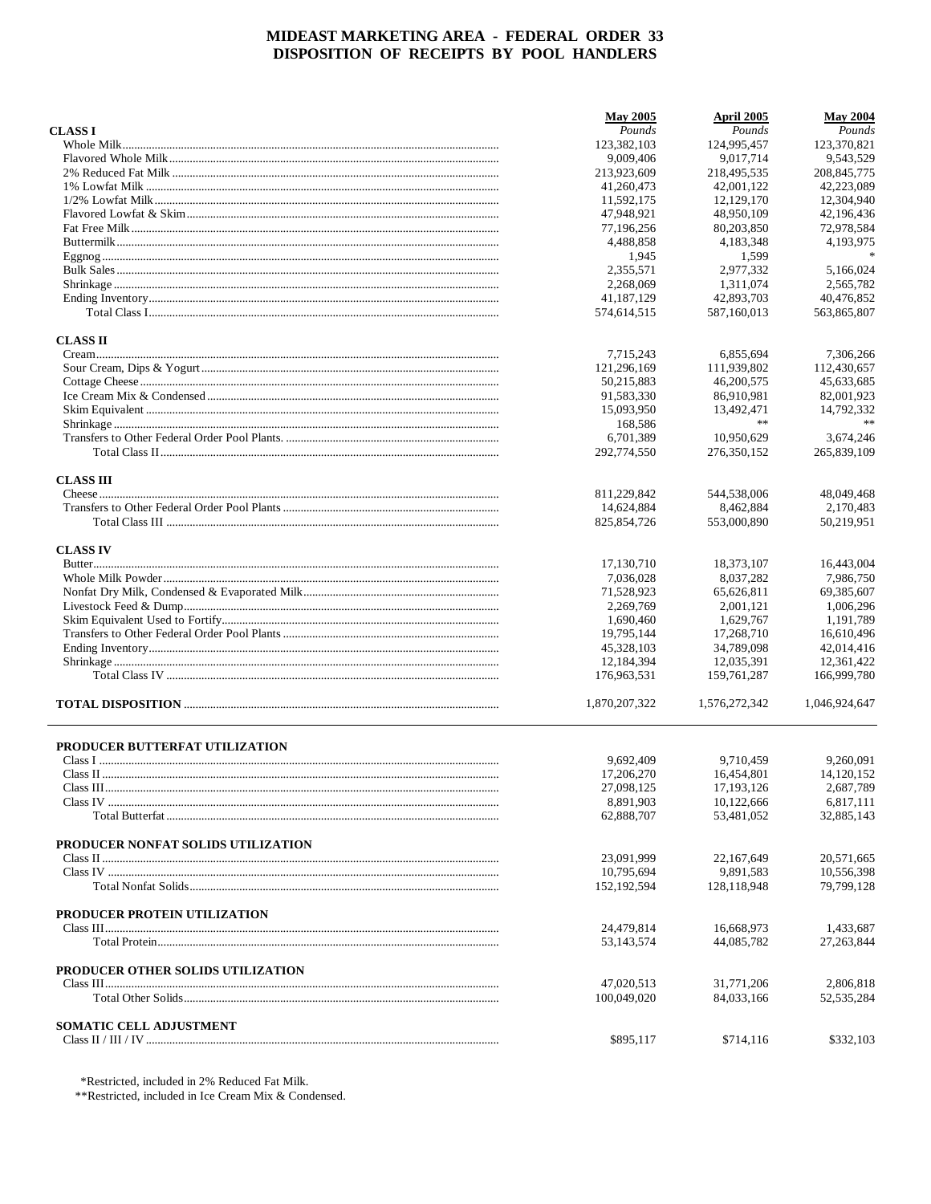# MIDEAST MARKETING AREA - FEDERAL ORDER 33
## DISPOSITION OF RECEIPTS BY POOL HANDLERS

| | May 2005 | April 2005 | May 2004 |
|---|---|---|---|
| **CLASS I** | *Pounds* | *Pounds* | *Pounds* |
| Whole Milk | 123,382,103 | 124,995,457 | 123,370,821 |
| Flavored Whole Milk | 9,009,406 | 9,017,714 | 9,543,529 |
| 2% Reduced Fat Milk | 213,923,609 | 218,495,535 | 208,845,775 |
| 1% Lowfat Milk | 41,260,473 | 42,001,122 | 42,223,089 |
| 1/2% Lowfat Milk | 11,592,175 | 12,129,170 | 12,304,940 |
| Flavored Lowfat & Skim | 47,948,921 | 48,950,109 | 42,196,436 |
| Fat Free Milk | 77,196,256 | 80,203,850 | 72,978,584 |
| Buttermilk | 4,488,858 | 4,183,348 | 4,193,975 |
| Eggnog | 1,945 | 1,599 | * |
| Bulk Sales | 2,355,571 | 2,977,332 | 5,166,024 |
| Shrinkage | 2,268,069 | 1,311,074 | 2,565,782 |
| Ending Inventory | 41,187,129 | 42,893,703 | 40,476,852 |
| Total Class I | 574,614,515 | 587,160,013 | 563,865,807 |
| **CLASS II** | | | |
| Cream | 7,715,243 | 6,855,694 | 7,306,266 |
| Sour Cream, Dips & Yogurt | 121,296,169 | 111,939,802 | 112,430,657 |
| Cottage Cheese | 50,215,883 | 46,200,575 | 45,633,685 |
| Ice Cream Mix & Condensed | 91,583,330 | 86,910,981 | 82,001,923 |
| Skim Equivalent | 15,093,950 | 13,492,471 | 14,792,332 |
| Shrinkage | 168,586 | ** | ** |
| Transfers to Other Federal Order Pool Plants. | 6,701,389 | 10,950,629 | 3,674,246 |
| Total Class II | 292,774,550 | 276,350,152 | 265,839,109 |
| **CLASS III** | | | |
| Cheese | 811,229,842 | 544,538,006 | 48,049,468 |
| Transfers to Other Federal Order Pool Plants | 14,624,884 | 8,462,884 | 2,170,483 |
| Total Class III | 825,854,726 | 553,000,890 | 50,219,951 |
| **CLASS IV** | | | |
| Butter | 17,130,710 | 18,373,107 | 16,443,004 |
| Whole Milk Powder | 7,036,028 | 8,037,282 | 7,986,750 |
| Nonfat Dry Milk, Condensed & Evaporated Milk | 71,528,923 | 65,626,811 | 69,385,607 |
| Livestock Feed & Dump | 2,269,769 | 2,001,121 | 1,006,296 |
| Skim Equivalent Used to Fortify | 1,690,460 | 1,629,767 | 1,191,789 |
| Transfers to Other Federal Order Pool Plants | 19,795,144 | 17,268,710 | 16,610,496 |
| Ending Inventory | 45,328,103 | 34,789,098 | 42,014,416 |
| Shrinkage | 12,184,394 | 12,035,391 | 12,361,422 |
| Total Class IV | 176,963,531 | 159,761,287 | 166,999,780 |
| **TOTAL DISPOSITION** | 1,870,207,322 | 1,576,272,342 | 1,046,924,647 |

| | May 2005 | April 2005 | May 2004 |
|---|---|---|---|
| **PRODUCER BUTTERFAT UTILIZATION** | | | |
| Class I | 9,692,409 | 9,710,459 | 9,260,091 |
| Class II | 17,206,270 | 16,454,801 | 14,120,152 |
| Class III | 27,098,125 | 17,193,126 | 2,687,789 |
| Class IV | 8,891,903 | 10,122,666 | 6,817,111 |
| Total Butterfat | 62,888,707 | 53,481,052 | 32,885,143 |
| **PRODUCER NONFAT SOLIDS UTILIZATION** | | | |
| Class II | 23,091,999 | 22,167,649 | 20,571,665 |
| Class IV | 10,795,694 | 9,891,583 | 10,556,398 |
| Total Nonfat Solids | 152,192,594 | 128,118,948 | 79,799,128 |
| **PRODUCER PROTEIN UTILIZATION** | | | |
| Class III | 24,479,814 | 16,668,973 | 1,433,687 |
| Total Protein | 53,143,574 | 44,085,782 | 27,263,844 |
| **PRODUCER OTHER SOLIDS UTILIZATION** | | | |
| Class III | 47,020,513 | 31,771,206 | 2,806,818 |
| Total Other Solids | 100,049,020 | 84,033,166 | 52,535,284 |
| **SOMATIC CELL ADJUSTMENT** | | | |
| Class II / III / IV | $895,117 | $714,116 | $332,103 |

*Restricted, included in 2% Reduced Fat Milk.
**Restricted, included in Ice Cream Mix & Condensed.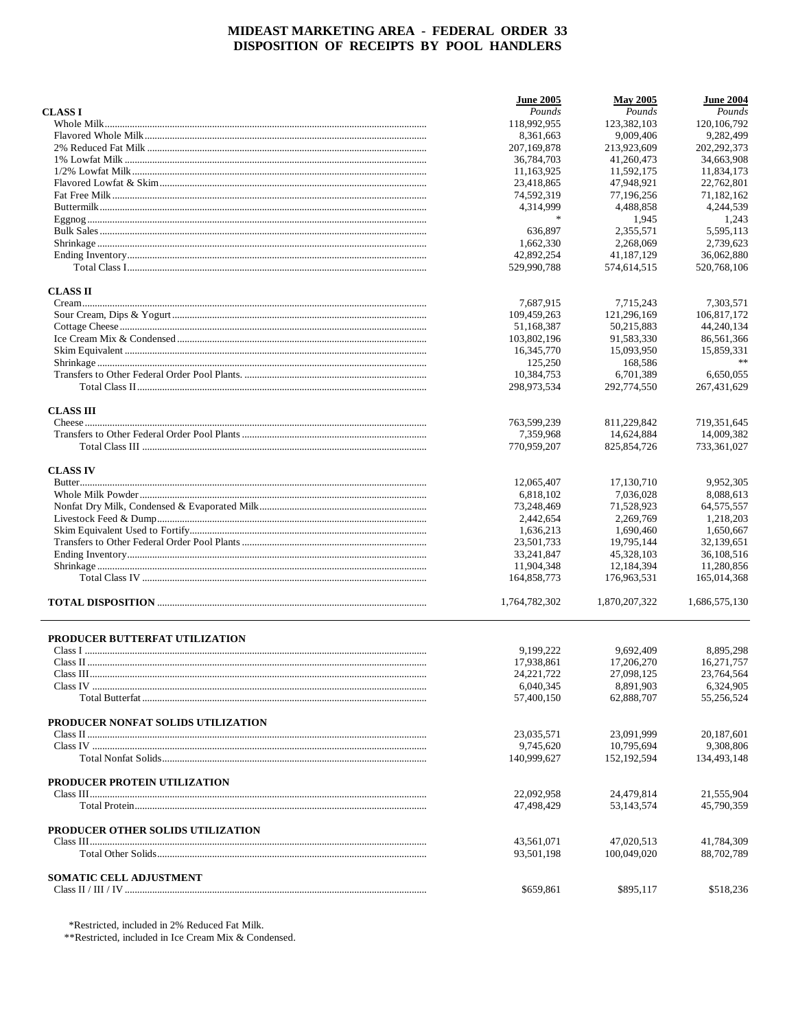# MIDEAST MARKETING AREA - FEDERAL ORDER 33
## DISPOSITION OF RECEIPTS BY POOL HANDLERS

| | June 2005 | May 2005 | June 2004 |
|---|---|---|---|
| **CLASS I** | *Pounds* | *Pounds* | *Pounds* |
| Whole Milk | 118,992,955 | 123,382,103 | 120,106,792 |
| Flavored Whole Milk | 8,361,663 | 9,009,406 | 9,282,499 |
| 2% Reduced Fat Milk | 207,169,878 | 213,923,609 | 202,292,373 |
| 1% Lowfat Milk | 36,784,703 | 41,260,473 | 34,663,908 |
| 1/2% Lowfat Milk | 11,163,925 | 11,592,175 | 11,834,173 |
| Flavored Lowfat & Skim | 23,418,865 | 47,948,921 | 22,762,801 |
| Fat Free Milk | 74,592,319 | 77,196,256 | 71,182,162 |
| Buttermilk | 4,314,999 | 4,488,858 | 4,244,539 |
| Eggnog | * | 1,945 | 1,243 |
| Bulk Sales | 636,897 | 2,355,571 | 5,595,113 |
| Shrinkage | 1,662,330 | 2,268,069 | 2,739,623 |
| Ending Inventory | 42,892,254 | 41,187,129 | 36,062,880 |
| Total Class I | 529,990,788 | 574,614,515 | 520,768,106 |
| **CLASS II** | | | |
| Cream | 7,687,915 | 7,715,243 | 7,303,571 |
| Sour Cream, Dips & Yogurt | 109,459,263 | 121,296,169 | 106,817,172 |
| Cottage Cheese | 51,168,387 | 50,215,883 | 44,240,134 |
| Ice Cream Mix & Condensed | 103,802,196 | 91,583,330 | 86,561,366 |
| Skim Equivalent | 16,345,770 | 15,093,950 | 15,859,331 |
| Shrinkage | 125,250 | 168,586 | ** |
| Transfers to Other Federal Order Pool Plants. | 10,384,753 | 6,701,389 | 6,650,055 |
| Total Class II | 298,973,534 | 292,774,550 | 267,431,629 |
| **CLASS III** | | | |
| Cheese | 763,599,239 | 811,229,842 | 719,351,645 |
| Transfers to Other Federal Order Pool Plants | 7,359,968 | 14,624,884 | 14,009,382 |
| Total Class III | 770,959,207 | 825,854,726 | 733,361,027 |
| **CLASS IV** | | | |
| Butter | 12,065,407 | 17,130,710 | 9,952,305 |
| Whole Milk Powder | 6,818,102 | 7,036,028 | 8,088,613 |
| Nonfat Dry Milk, Condensed & Evaporated Milk | 73,248,469 | 71,528,923 | 64,575,557 |
| Livestock Feed & Dump | 2,442,654 | 2,269,769 | 1,218,203 |
| Skim Equivalent Used to Fortify | 1,636,213 | 1,690,460 | 1,650,667 |
| Transfers to Other Federal Order Pool Plants | 23,501,733 | 19,795,144 | 32,139,651 |
| Ending Inventory | 33,241,847 | 45,328,103 | 36,108,516 |
| Shrinkage | 11,904,348 | 12,184,394 | 11,280,856 |
| Total Class IV | 164,858,773 | 176,963,531 | 165,014,368 |
| **TOTAL DISPOSITION** | 1,764,782,302 | 1,870,207,322 | 1,686,575,130 |

| | June 2005 | May 2005 | June 2004 |
|---|---|---|---|
| **PRODUCER BUTTERFAT UTILIZATION** | | | |
| Class I | 9,199,222 | 9,692,409 | 8,895,298 |
| Class II | 17,938,861 | 17,206,270 | 16,271,757 |
| Class III | 24,221,722 | 27,098,125 | 23,764,564 |
| Class IV | 6,040,345 | 8,891,903 | 6,324,905 |
| Total Butterfat | 57,400,150 | 62,888,707 | 55,256,524 |
| **PRODUCER NONFAT SOLIDS UTILIZATION** | | | |
| Class II | 23,035,571 | 23,091,999 | 20,187,601 |
| Class IV | 9,745,620 | 10,795,694 | 9,308,806 |
| Total Nonfat Solids | 140,999,627 | 152,192,594 | 134,493,148 |
| **PRODUCER PROTEIN UTILIZATION** | | | |
| Class III | 22,092,958 | 24,479,814 | 21,555,904 |
| Total Protein | 47,498,429 | 53,143,574 | 45,790,359 |
| **PRODUCER OTHER SOLIDS UTILIZATION** | | | |
| Class III | 43,561,071 | 47,020,513 | 41,784,309 |
| Total Other Solids | 93,501,198 | 100,049,020 | 88,702,789 |
| **SOMATIC CELL ADJUSTMENT** | | | |
| Class II / III / IV | $659,861 | $895,117 | $518,236 |

*Restricted, included in 2% Reduced Fat Milk.
**Restricted, included in Ice Cream Mix & Condensed.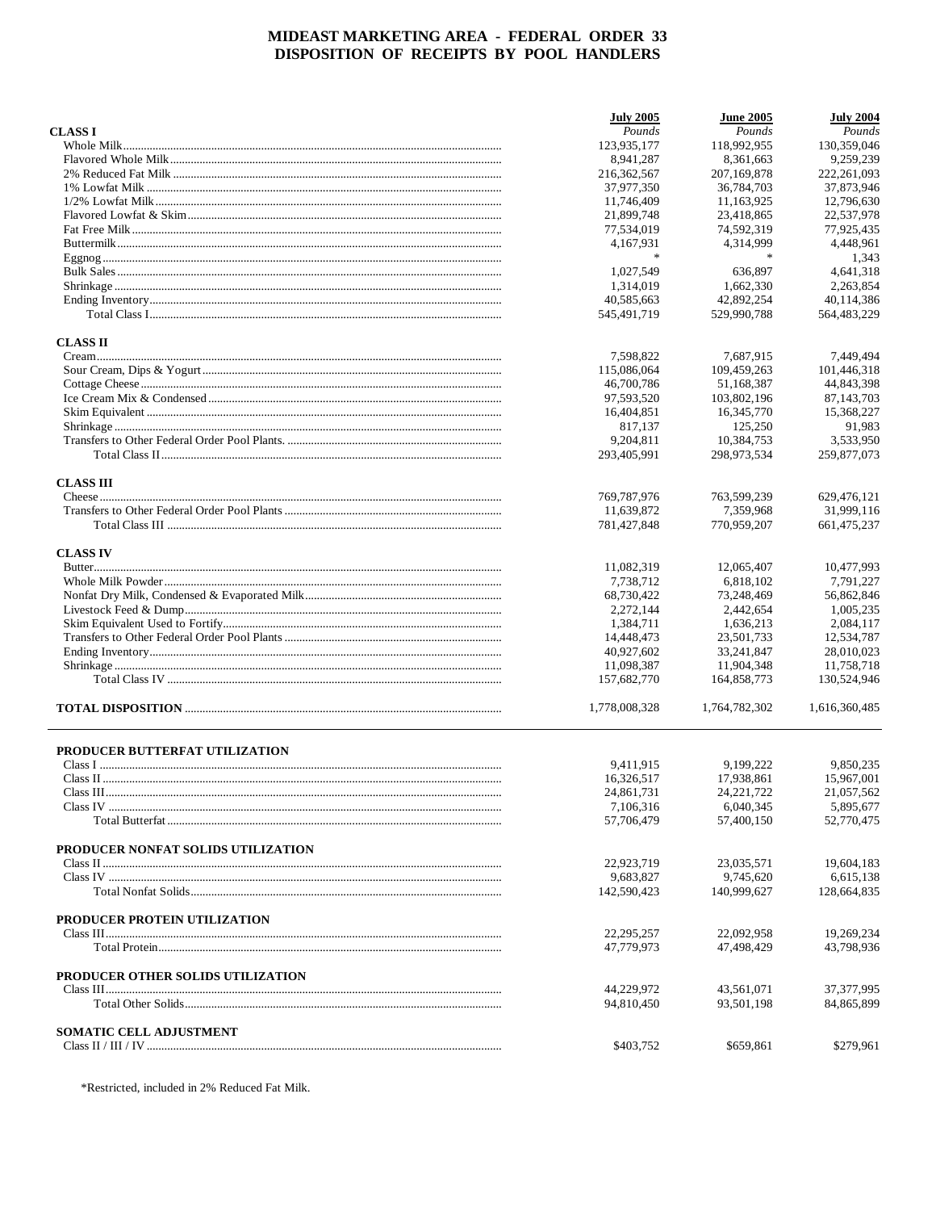# MIDEAST MARKETING AREA - FEDERAL ORDER 33
# DISPOSITION OF RECEIPTS BY POOL HANDLERS

| | July 2005 | June 2005 | July 2004 |
|---|---|---|---|
| **CLASS I** | *Pounds* | *Pounds* | *Pounds* |
| Whole Milk | 123,935,177 | 118,992,955 | 130,359,046 |
| Flavored Whole Milk | 8,941,287 | 8,361,663 | 9,259,239 |
| 2% Reduced Fat Milk | 216,362,567 | 207,169,878 | 222,261,093 |
| 1% Lowfat Milk | 37,977,350 | 36,784,703 | 37,873,946 |
| 1/2% Lowfat Milk | 11,746,409 | 11,163,925 | 12,796,630 |
| Flavored Lowfat & Skim | 21,899,748 | 23,418,865 | 22,537,978 |
| Fat Free Milk | 77,534,019 | 74,592,319 | 77,925,435 |
| Buttermilk | 4,167,931 | 4,314,999 | 4,448,961 |
| Eggnog | * | * | 1,343 |
| Bulk Sales | 1,027,549 | 636,897 | 4,641,318 |
| Shrinkage | 1,314,019 | 1,662,330 | 2,263,854 |
| Ending Inventory | 40,585,663 | 42,892,254 | 40,114,386 |
| Total Class I | 545,491,719 | 529,990,788 | 564,483,229 |
| | | | |
| **CLASS II** | | | |
| Cream | 7,598,822 | 7,687,915 | 7,449,494 |
| Sour Cream, Dips & Yogurt | 115,086,064 | 109,459,263 | 101,446,318 |
| Cottage Cheese | 46,700,786 | 51,168,387 | 44,843,398 |
| Ice Cream Mix & Condensed | 97,593,520 | 103,802,196 | 87,143,703 |
| Skim Equivalent | 16,404,851 | 16,345,770 | 15,368,227 |
| Shrinkage | 817,137 | 125,250 | 91,983 |
| Transfers to Other Federal Order Pool Plants. | 9,204,811 | 10,384,753 | 3,533,950 |
| Total Class II | 293,405,991 | 298,973,534 | 259,877,073 |
| | | | |
| **CLASS III** | | | |
| Cheese | 769,787,976 | 763,599,239 | 629,476,121 |
| Transfers to Other Federal Order Pool Plants | 11,639,872 | 7,359,968 | 31,999,116 |
| Total Class III | 781,427,848 | 770,959,207 | 661,475,237 |
| | | | |
| **CLASS IV** | | | |
| Butter | 11,082,319 | 12,065,407 | 10,477,993 |
| Whole Milk Powder | 7,738,712 | 6,818,102 | 7,791,227 |
| Nonfat Dry Milk, Condensed & Evaporated Milk | 68,730,422 | 73,248,469 | 56,862,846 |
| Livestock Feed & Dump | 2,272,144 | 2,442,654 | 1,005,235 |
| Skim Equivalent Used to Fortify | 1,384,711 | 1,636,213 | 2,084,117 |
| Transfers to Other Federal Order Pool Plants | 14,448,473 | 23,501,733 | 12,534,787 |
| Ending Inventory | 40,927,602 | 33,241,847 | 28,010,023 |
| Shrinkage | 11,098,387 | 11,904,348 | 11,758,718 |
| Total Class IV | 157,682,770 | 164,858,773 | 130,524,946 |
| | | | |
| **TOTAL DISPOSITION** | 1,778,008,328 | 1,764,782,302 | 1,616,360,485 |

| | July 2005 | June 2005 | July 2004 |
|---|---|---|---|
| **PRODUCER BUTTERFAT UTILIZATION** | | | |
| Class I | 9,411,915 | 9,199,222 | 9,850,235 |
| Class II | 16,326,517 | 17,938,861 | 15,967,001 |
| Class III | 24,861,731 | 24,221,722 | 21,057,562 |
| Class IV | 7,106,316 | 6,040,345 | 5,895,677 |
| Total Butterfat | 57,706,479 | 57,400,150 | 52,770,475 |
| | | | |
| **PRODUCER NONFAT SOLIDS UTILIZATION** | | | |
| Class II | 22,923,719 | 23,035,571 | 19,604,183 |
| Class IV | 9,683,827 | 9,745,620 | 6,615,138 |
| Total Nonfat Solids | 142,590,423 | 140,999,627 | 128,664,835 |
| | | | |
| **PRODUCER PROTEIN UTILIZATION** | | | |
| Class III | 22,295,257 | 22,092,958 | 19,269,234 |
| Total Protein | 47,779,973 | 47,498,429 | 43,798,936 |
| | | | |
| **PRODUCER OTHER SOLIDS UTILIZATION** | | | |
| Class III | 44,229,972 | 43,561,071 | 37,377,995 |
| Total Other Solids | 94,810,450 | 93,501,198 | 84,865,899 |
| | | | |
| **SOMATIC CELL ADJUSTMENT** | | | |
| Class II / III / IV | \$403,752 | \$659,861 | \$279,961 |

*Restricted, included in 2% Reduced Fat Milk.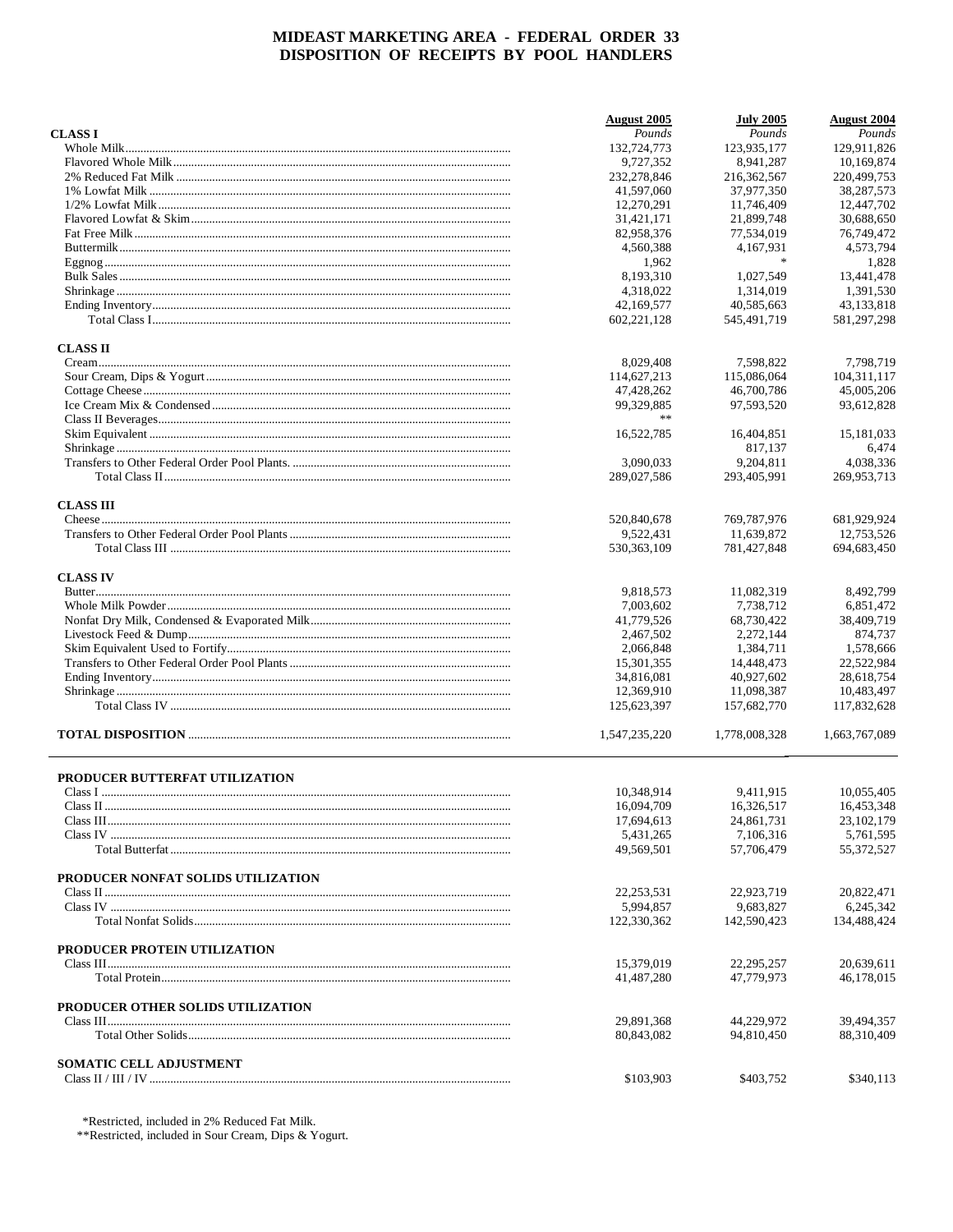# MIDEAST MARKETING AREA - FEDERAL ORDER 33
## DISPOSITION OF RECEIPTS BY POOL HANDLERS

| | August 2005 | July 2005 | August 2004 |
|---|---|---|---|
| **CLASS I** | *Pounds* | *Pounds* | *Pounds* |
| Whole Milk | 132,724,773 | 123,935,177 | 129,911,826 |
| Flavored Whole Milk | 9,727,352 | 8,941,287 | 10,169,874 |
| 2% Reduced Fat Milk | 232,278,846 | 216,362,567 | 220,499,753 |
| 1% Lowfat Milk | 41,597,060 | 37,977,350 | 38,287,573 |
| 1/2% Lowfat Milk | 12,270,291 | 11,746,409 | 12,447,702 |
| Flavored Lowfat & Skim | 31,421,171 | 21,899,748 | 30,688,650 |
| Fat Free Milk | 82,958,376 | 77,534,019 | 76,749,472 |
| Buttermilk | 4,560,388 | 4,167,931 | 4,573,794 |
| Eggnog | 1,962 | * | 1,828 |
| Bulk Sales | 8,193,310 | 1,027,549 | 13,441,478 |
| Shrinkage | 4,318,022 | 1,314,019 | 1,391,530 |
| Ending Inventory | 42,169,577 | 40,585,663 | 43,133,818 |
| Total Class I | 602,221,128 | 545,491,719 | 581,297,298 |
| **CLASS II** | | | |
| Cream | 8,029,408 | 7,598,822 | 7,798,719 |
| Sour Cream, Dips & Yogurt | 114,627,213 | 115,086,064 | 104,311,117 |
| Cottage Cheese | 47,428,262 | 46,700,786 | 45,005,206 |
| Ice Cream Mix & Condensed | 99,329,885 | 97,593,520 | 93,612,828 |
| Class II Beverages | ** | | |
| Skim Equivalent | 16,522,785 | 16,404,851 | 15,181,033 |
| Shrinkage | | 817,137 | 6,474 |
| Transfers to Other Federal Order Pool Plants | 3,090,033 | 9,204,811 | 4,038,336 |
| Total Class II | 289,027,586 | 293,405,991 | 269,953,713 |
| **CLASS III** | | | |
| Cheese | 520,840,678 | 769,787,976 | 681,929,924 |
| Transfers to Other Federal Order Pool Plants | 9,522,431 | 11,639,872 | 12,753,526 |
| Total Class III | 530,363,109 | 781,427,848 | 694,683,450 |
| **CLASS IV** | | | |
| Butter | 9,818,573 | 11,082,319 | 8,492,799 |
| Whole Milk Powder | 7,003,602 | 7,738,712 | 6,851,472 |
| Nonfat Dry Milk, Condensed & Evaporated Milk | 41,779,526 | 68,730,422 | 38,409,719 |
| Livestock Feed & Dump | 2,467,502 | 2,272,144 | 874,737 |
| Skim Equivalent Used to Fortify | 2,066,848 | 1,384,711 | 1,578,666 |
| Transfers to Other Federal Order Pool Plants | 15,301,355 | 14,448,473 | 22,522,984 |
| Ending Inventory | 34,816,081 | 40,927,602 | 28,618,754 |
| Shrinkage | 12,369,910 | 11,098,387 | 10,483,497 |
| Total Class IV | 125,623,397 | 157,682,770 | 117,832,628 |
| **TOTAL DISPOSITION** | 1,547,235,220 | 1,778,008,328 | 1,663,767,089 |

| | August 2005 | July 2005 | August 2004 |
|---|---|---|---|
| **PRODUCER BUTTERFAT UTILIZATION** | | | |
| Class I | 10,348,914 | 9,411,915 | 10,055,405 |
| Class II | 16,094,709 | 16,326,517 | 16,453,348 |
| Class III | 17,694,613 | 24,861,731 | 23,102,179 |
| Class IV | 5,431,265 | 7,106,316 | 5,761,595 |
| Total Butterfat | 49,569,501 | 57,706,479 | 55,372,527 |
| **PRODUCER NONFAT SOLIDS UTILIZATION** | | | |
| Class II | 22,253,531 | 22,923,719 | 20,822,471 |
| Class IV | 5,994,857 | 9,683,827 | 6,245,342 |
| Total Nonfat Solids | 122,330,362 | 142,590,423 | 134,488,424 |
| **PRODUCER PROTEIN UTILIZATION** | | | |
| Class III | 15,379,019 | 22,295,257 | 20,639,611 |
| Total Protein | 41,487,280 | 47,779,973 | 46,178,015 |
| **PRODUCER OTHER SOLIDS UTILIZATION** | | | |
| Class III | 29,891,368 | 44,229,972 | 39,494,357 |
| Total Other Solids | 80,843,082 | 94,810,450 | 88,310,409 |
| **SOMATIC CELL ADJUSTMENT** | | | |
| Class II / III / IV | $103,903 | $403,752 | $340,113 |

*Restricted, included in 2% Reduced Fat Milk.
**Restricted, included in Sour Cream, Dips & Yogurt.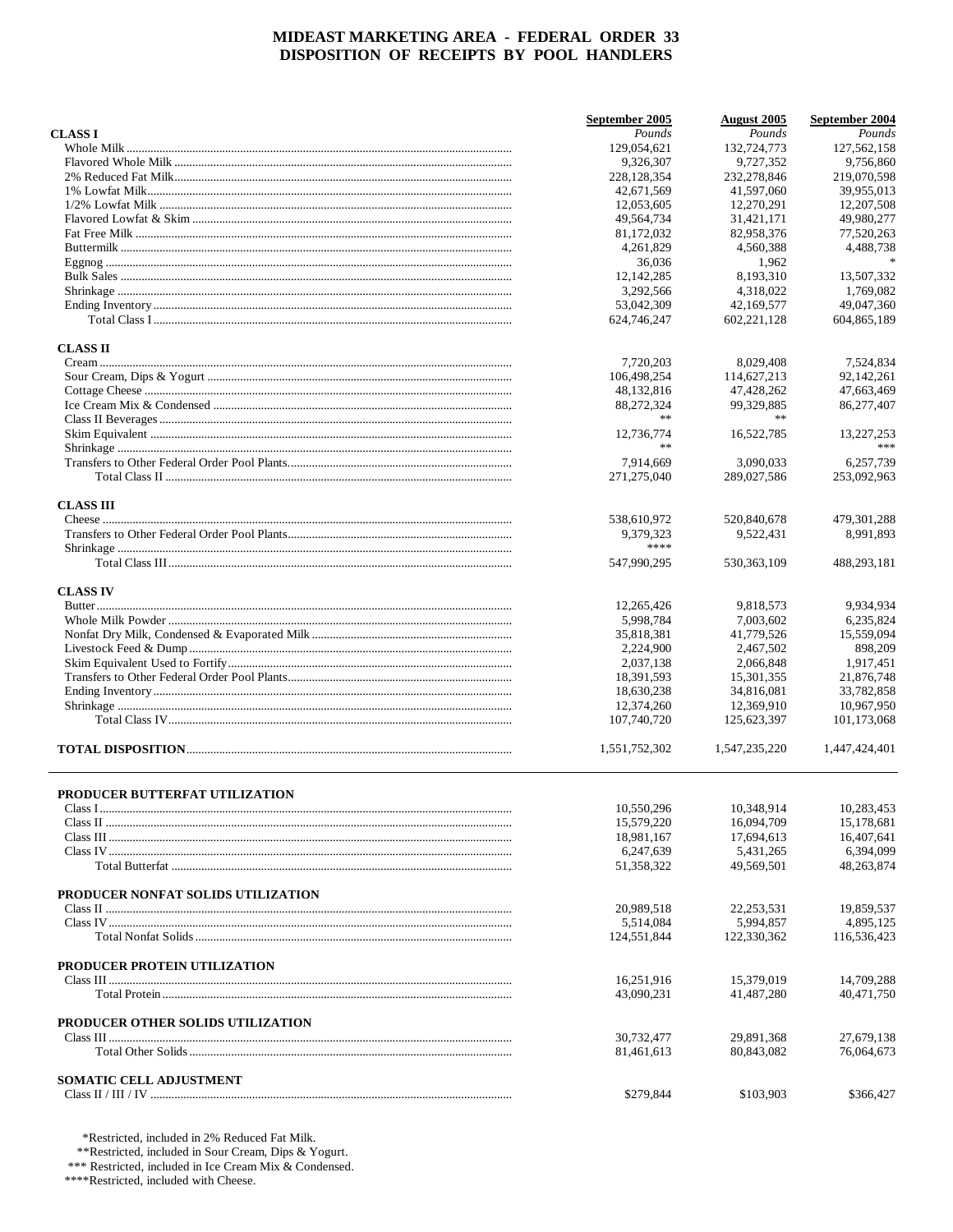# MIDEAST MARKETING AREA - FEDERAL ORDER 33
## DISPOSITION OF RECEIPTS BY POOL HANDLERS

| | September 2005 | August 2005 | September 2004 |
|---|---|---|---|
| **CLASS I** | *Pounds* | *Pounds* | *Pounds* |
| Whole Milk | 129,054,621 | 132,724,773 | 127,562,158 |
| Flavored Whole Milk | 9,326,307 | 9,727,352 | 9,756,860 |
| 2% Reduced Fat Milk | 228,128,354 | 232,278,846 | 219,070,598 |
| 1% Lowfat Milk | 42,671,569 | 41,597,060 | 39,955,013 |
| 1/2% Lowfat Milk | 12,053,605 | 12,270,291 | 12,207,508 |
| Flavored Lowfat & Skim | 49,564,734 | 31,421,171 | 49,980,277 |
| Fat Free Milk | 81,172,032 | 82,958,376 | 77,520,263 |
| Buttermilk | 4,261,829 | 4,560,388 | 4,488,738 |
| Eggnog | 36,036 | 1,962 | * |
| Bulk Sales | 12,142,285 | 8,193,310 | 13,507,332 |
| Shrinkage | 3,292,566 | 4,318,022 | 1,769,082 |
| Ending Inventory | 53,042,309 | 42,169,577 | 49,047,360 |
| Total Class I | 624,746,247 | 602,221,128 | 604,865,189 |
| **CLASS II** | | | |
| Cream | 7,720,203 | 8,029,408 | 7,524,834 |
| Sour Cream, Dips & Yogurt | 106,498,254 | 114,627,213 | 92,142,261 |
| Cottage Cheese | 48,132,816 | 47,428,262 | 47,663,469 |
| Ice Cream Mix & Condensed | 88,272,324 | 99,329,885 | 86,277,407 |
| Class II Beverages | ** | ** | |
| Skim Equivalent | 12,736,774 | 16,522,785 | 13,227,253 |
| Shrinkage | ** | ** | *** |
| Transfers to Other Federal Order Pool Plants | 7,914,669 | 3,090,033 | 6,257,739 |
| Total Class II | 271,275,040 | 289,027,586 | 253,092,963 |
| **CLASS III** | | | |
| Cheese | 538,610,972 | 520,840,678 | 479,301,288 |
| Transfers to Other Federal Order Pool Plants | 9,379,323 | 9,522,431 | 8,991,893 |
| Shrinkage | **** | | |
| Total Class III | 547,990,295 | 530,363,109 | 488,293,181 |
| **CLASS IV** | | | |
| Butter | 12,265,426 | 9,818,573 | 9,934,934 |
| Whole Milk Powder | 5,998,784 | 7,003,602 | 6,235,824 |
| Nonfat Dry Milk, Condensed & Evaporated Milk | 35,818,381 | 41,779,526 | 15,559,094 |
| Livestock Feed & Dump | 2,224,900 | 2,467,502 | 898,209 |
| Skim Equivalent Used to Fortify | 2,037,138 | 2,066,848 | 1,917,451 |
| Transfers to Other Federal Order Pool Plants | 18,391,593 | 15,301,355 | 21,876,748 |
| Ending Inventory | 18,630,238 | 34,816,081 | 33,782,858 |
| Shrinkage | 12,374,260 | 12,369,910 | 10,967,950 |
| Total Class IV | 107,740,720 | 125,623,397 | 101,173,068 |
| **TOTAL DISPOSITION** | 1,551,752,302 | 1,547,235,220 | 1,447,424,401 |

| | September 2005 | August 2005 | September 2004 |
|---|---|---|---|
| **PRODUCER BUTTERFAT UTILIZATION** | | | |
| Class I | 10,550,296 | 10,348,914 | 10,283,453 |
| Class II | 15,579,220 | 16,094,709 | 15,178,681 |
| Class III | 18,981,167 | 17,694,613 | 16,407,641 |
| Class IV | 6,247,639 | 5,431,265 | 6,394,099 |
| Total Butterfat | 51,358,322 | 49,569,501 | 48,263,874 |
| **PRODUCER NONFAT SOLIDS UTILIZATION** | | | |
| Class II | 20,989,518 | 22,253,531 | 19,859,537 |
| Class IV | 5,514,084 | 5,994,857 | 4,895,125 |
| Total Nonfat Solids | 124,551,844 | 122,330,362 | 116,536,423 |
| **PRODUCER PROTEIN UTILIZATION** | | | |
| Class III | 16,251,916 | 15,379,019 | 14,709,288 |
| Total Protein | 43,090,231 | 41,487,280 | 40,471,750 |
| **PRODUCER OTHER SOLIDS UTILIZATION** | | | |
| Class III | 30,732,477 | 29,891,368 | 27,679,138 |
| Total Other Solids | 81,461,613 | 80,843,082 | 76,064,673 |
| **SOMATIC CELL ADJUSTMENT** | | | |
| Class II / III / IV | $279,844 | $103,903 | $366,427 |

*Restricted, included in 2% Reduced Fat Milk.
**Restricted, included in Sour Cream, Dips & Yogurt.
*** Restricted, included in Ice Cream Mix & Condensed.
****Restricted, included with Cheese.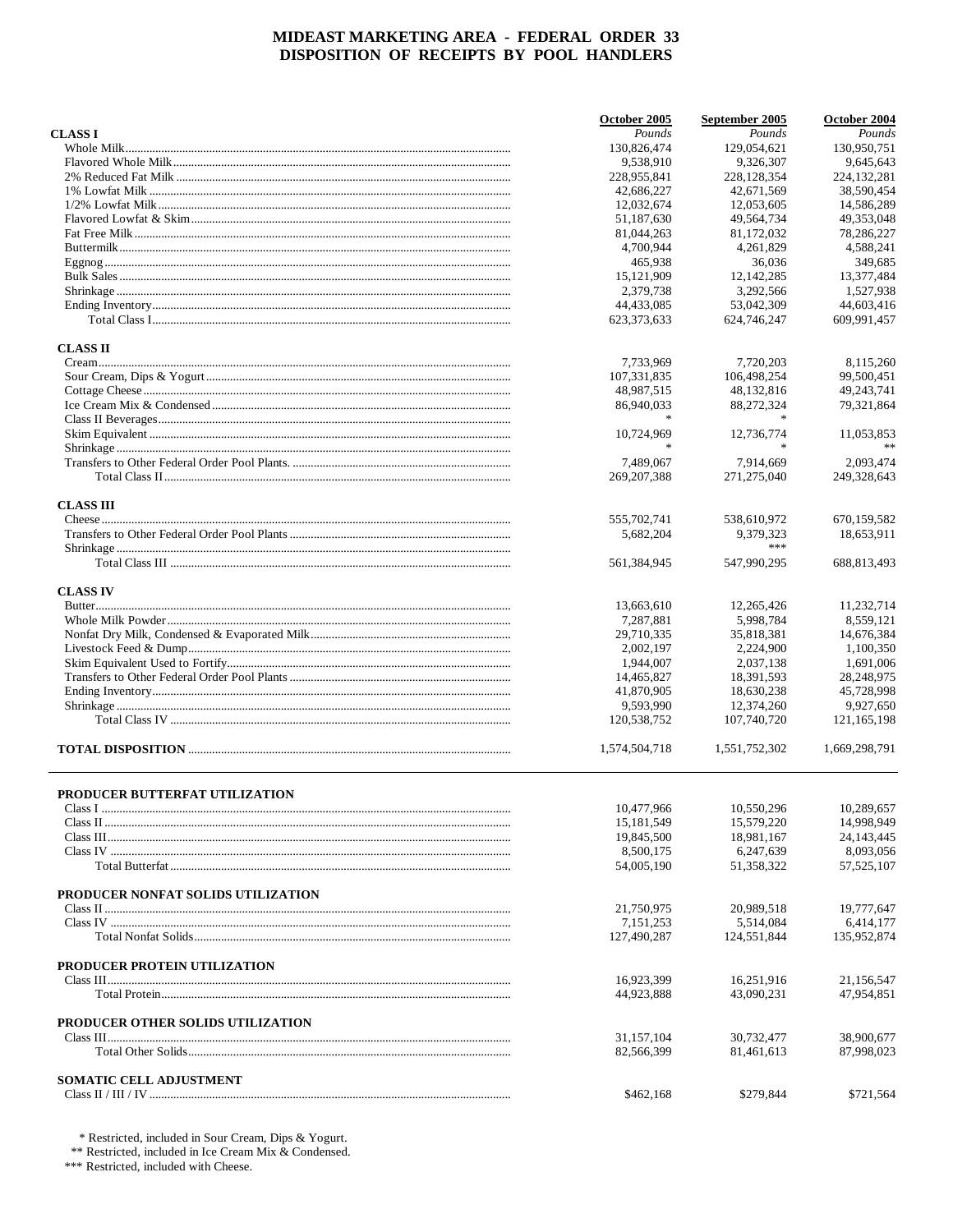# MIDEAST MARKETING AREA - FEDERAL ORDER 33
## DISPOSITION OF RECEIPTS BY POOL HANDLERS

| | October 2005 | September 2005 | October 2004 |
|---|---|---|---|
| **CLASS I** | *Pounds* | *Pounds* | *Pounds* |
| Whole Milk | 130,826,474 | 129,054,621 | 130,950,751 |
| Flavored Whole Milk | 9,538,910 | 9,326,307 | 9,645,643 |
| 2% Reduced Fat Milk | 228,955,841 | 228,128,354 | 224,132,281 |
| 1% Lowfat Milk | 42,686,227 | 42,671,569 | 38,590,454 |
| 1/2% Lowfat Milk | 12,032,674 | 12,053,605 | 14,586,289 |
| Flavored Lowfat & Skim | 51,187,630 | 49,564,734 | 49,353,048 |
| Fat Free Milk | 81,044,263 | 81,172,032 | 78,286,227 |
| Buttermilk | 4,700,944 | 4,261,829 | 4,588,241 |
| Eggnog | 465,938 | 36,036 | 349,685 |
| Bulk Sales | 15,121,909 | 12,142,285 | 13,377,484 |
| Shrinkage | 2,379,738 | 3,292,566 | 1,527,938 |
| Ending Inventory | 44,433,085 | 53,042,309 | 44,603,416 |
| Total Class I | 623,373,633 | 624,746,247 | 609,991,457 |
| **CLASS II** | | | |
| Cream | 7,733,969 | 7,720,203 | 8,115,260 |
| Sour Cream, Dips & Yogurt | 107,331,835 | 106,498,254 | 99,500,451 |
| Cottage Cheese | 48,987,515 | 48,132,816 | 49,243,741 |
| Ice Cream Mix & Condensed | 86,940,033 | 88,272,324 | 79,321,864 |
| Class II Beverages | * | * | |
| Skim Equivalent | 10,724,969 | 12,736,774 | 11,053,853 |
| Shrinkage | * | * | ** |
| Transfers to Other Federal Order Pool Plants. | 7,489,067 | 7,914,669 | 2,093,474 |
| Total Class II | 269,207,388 | 271,275,040 | 249,328,643 |
| **CLASS III** | | | |
| Cheese | 555,702,741 | 538,610,972 | 670,159,582 |
| Transfers to Other Federal Order Pool Plants | 5,682,204 | 9,379,323 | 18,653,911 |
| Shrinkage | | *** | |
| Total Class III | 561,384,945 | 547,990,295 | 688,813,493 |
| **CLASS IV** | | | |
| Butter | 13,663,610 | 12,265,426 | 11,232,714 |
| Whole Milk Powder | 7,287,881 | 5,998,784 | 8,559,121 |
| Nonfat Dry Milk, Condensed & Evaporated Milk | 29,710,335 | 35,818,381 | 14,676,384 |
| Livestock Feed & Dump | 2,002,197 | 2,224,900 | 1,100,350 |
| Skim Equivalent Used to Fortify | 1,944,007 | 2,037,138 | 1,691,006 |
| Transfers to Other Federal Order Pool Plants | 14,465,827 | 18,391,593 | 28,248,975 |
| Ending Inventory | 41,870,905 | 18,630,238 | 45,728,998 |
| Shrinkage | 9,593,990 | 12,374,260 | 9,927,650 |
| Total Class IV | 120,538,752 | 107,740,720 | 121,165,198 |
| **TOTAL DISPOSITION** | 1,574,504,718 | 1,551,752,302 | 1,669,298,791 |

| | October 2005 | September 2005 | October 2004 |
|---|---|---|---|
| **PRODUCER BUTTERFAT UTILIZATION** | | | |
| Class I | 10,477,966 | 10,550,296 | 10,289,657 |
| Class II | 15,181,549 | 15,579,220 | 14,998,949 |
| Class III | 19,845,500 | 18,981,167 | 24,143,445 |
| Class IV | 8,500,175 | 6,247,639 | 8,093,056 |
| Total Butterfat | 54,005,190 | 51,358,322 | 57,525,107 |
| **PRODUCER NONFAT SOLIDS UTILIZATION** | | | |
| Class II | 21,750,975 | 20,989,518 | 19,777,647 |
| Class IV | 7,151,253 | 5,514,084 | 6,414,177 |
| Total Nonfat Solids | 127,490,287 | 124,551,844 | 135,952,874 |
| **PRODUCER PROTEIN UTILIZATION** | | | |
| Class III | 16,923,399 | 16,251,916 | 21,156,547 |
| Total Protein | 44,923,888 | 43,090,231 | 47,954,851 |
| **PRODUCER OTHER SOLIDS UTILIZATION** | | | |
| Class III | 31,157,104 | 30,732,477 | 38,900,677 |
| Total Other Solids | 82,566,399 | 81,461,613 | 87,998,023 |
| **SOMATIC CELL ADJUSTMENT** | | | |
| Class II / III / IV | $462,168 | $279,844 | $721,564 |

\* Restricted, included in Sour Cream, Dips & Yogurt.
** Restricted, included in Ice Cream Mix & Condensed.
*** Restricted, included with Cheese.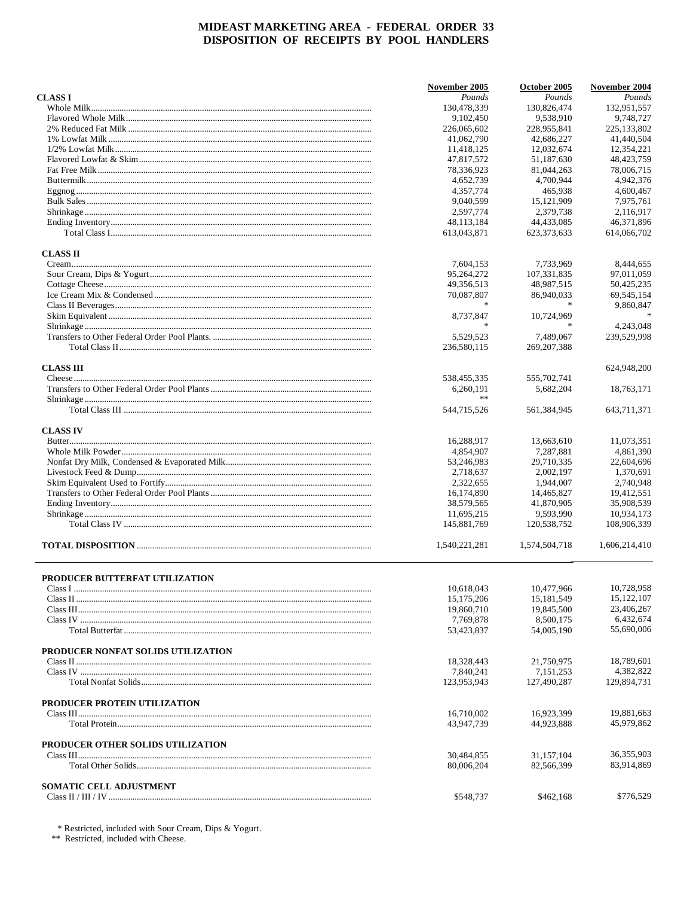# MIDEAST MARKETING AREA - FEDERAL ORDER 33
## DISPOSITION OF RECEIPTS BY POOL HANDLERS

| | November 2005 | October 2005 | November 2004 |
|---|---|---|---|
| **CLASS I** | *Pounds* | *Pounds* | *Pounds* |
| Whole Milk | 130,478,339 | 130,826,474 | 132,951,557 |
| Flavored Whole Milk | 9,102,450 | 9,538,910 | 9,748,727 |
| 2% Reduced Fat Milk | 226,065,602 | 228,955,841 | 225,133,802 |
| 1% Lowfat Milk | 41,062,790 | 42,686,227 | 41,440,504 |
| 1/2% Lowfat Milk | 11,418,125 | 12,032,674 | 12,354,221 |
| Flavored Lowfat & Skim | 47,817,572 | 51,187,630 | 48,423,759 |
| Fat Free Milk | 78,336,923 | 81,044,263 | 78,006,715 |
| Buttermilk | 4,652,739 | 4,700,944 | 4,942,376 |
| Eggnog | 4,357,774 | 465,938 | 4,600,467 |
| Bulk Sales | 9,040,599 | 15,121,909 | 7,975,761 |
| Shrinkage | 2,597,774 | 2,379,738 | 2,116,917 |
| Ending Inventory | 48,113,184 | 44,433,085 | 46,371,896 |
| Total Class I | 613,043,871 | 623,373,633 | 614,066,702 |
| **CLASS II** | | | |
| Cream | 7,604,153 | 7,733,969 | 8,444,655 |
| Sour Cream, Dips & Yogurt | 95,264,272 | 107,331,835 | 97,011,059 |
| Cottage Cheese | 49,356,513 | 48,987,515 | 50,425,235 |
| Ice Cream Mix & Condensed | 70,087,807 | 86,940,033 | 69,545,154 |
| Class II Beverages | * | * | 9,860,847 |
| Skim Equivalent | 8,737,847 | 10,724,969 | * |
| Shrinkage | * | * | 4,243,048 |
| Transfers to Other Federal Order Pool Plants. | 5,529,523 | 7,489,067 | 239,529,998 |
| Total Class II | 236,580,115 | 269,207,388 | |
| **CLASS III** | | | 624,948,200 |
| Cheese | 538,455,335 | 555,702,741 | |
| Transfers to Other Federal Order Pool Plants | 6,260,191 | 5,682,204 | 18,763,171 |
| Shrinkage | ** | | |
| Total Class III | 544,715,526 | 561,384,945 | 643,711,371 |
| **CLASS IV** | | | |
| Butter | 16,288,917 | 13,663,610 | 11,073,351 |
| Whole Milk Powder | 4,854,907 | 7,287,881 | 4,861,390 |
| Nonfat Dry Milk, Condensed & Evaporated Milk | 53,246,983 | 29,710,335 | 22,604,696 |
| Livestock Feed & Dump | 2,718,637 | 2,002,197 | 1,370,691 |
| Skim Equivalent Used to Fortify | 2,322,655 | 1,944,007 | 2,740,948 |
| Transfers to Other Federal Order Pool Plants | 16,174,890 | 14,465,827 | 19,412,551 |
| Ending Inventory | 38,579,565 | 41,870,905 | 35,908,539 |
| Shrinkage | 11,695,215 | 9,593,990 | 10,934,173 |
| Total Class IV | 145,881,769 | 120,538,752 | 108,906,339 |
| **TOTAL DISPOSITION** | 1,540,221,281 | 1,574,504,718 | 1,606,214,410 |
| **PRODUCER BUTTERFAT UTILIZATION** | | | |
| Class I | 10,618,043 | 10,477,966 | 10,728,958 |
| Class II | 15,175,206 | 15,181,549 | 15,122,107 |
| Class III | 19,860,710 | 19,845,500 | 23,406,267 |
| Class IV | 7,769,878 | 8,500,175 | 6,432,674 |
| Total Butterfat | 53,423,837 | 54,005,190 | 55,690,006 |
| **PRODUCER NONFAT SOLIDS UTILIZATION** | | | |
| Class II | 18,328,443 | 21,750,975 | 18,789,601 |
| Class IV | 7,840,241 | 7,151,253 | 4,382,822 |
| Total Nonfat Solids | 123,953,943 | 127,490,287 | 129,894,731 |
| **PRODUCER PROTEIN UTILIZATION** | | | |
| Class III | 16,710,002 | 16,923,399 | 19,881,663 |
| Total Protein | 43,947,739 | 44,923,888 | 45,979,862 |
| **PRODUCER OTHER SOLIDS UTILIZATION** | | | |
| Class III | 30,484,855 | 31,157,104 | 36,355,903 |
| Total Other Solids | 80,006,204 | 82,566,399 | 83,914,869 |
| **SOMATIC CELL ADJUSTMENT** | | | |
| Class II / III / IV | $548,737 | $462,168 | $776,529 |

\* Restricted, included with Sour Cream, Dips & Yogurt.
\*\* Restricted, included with Cheese.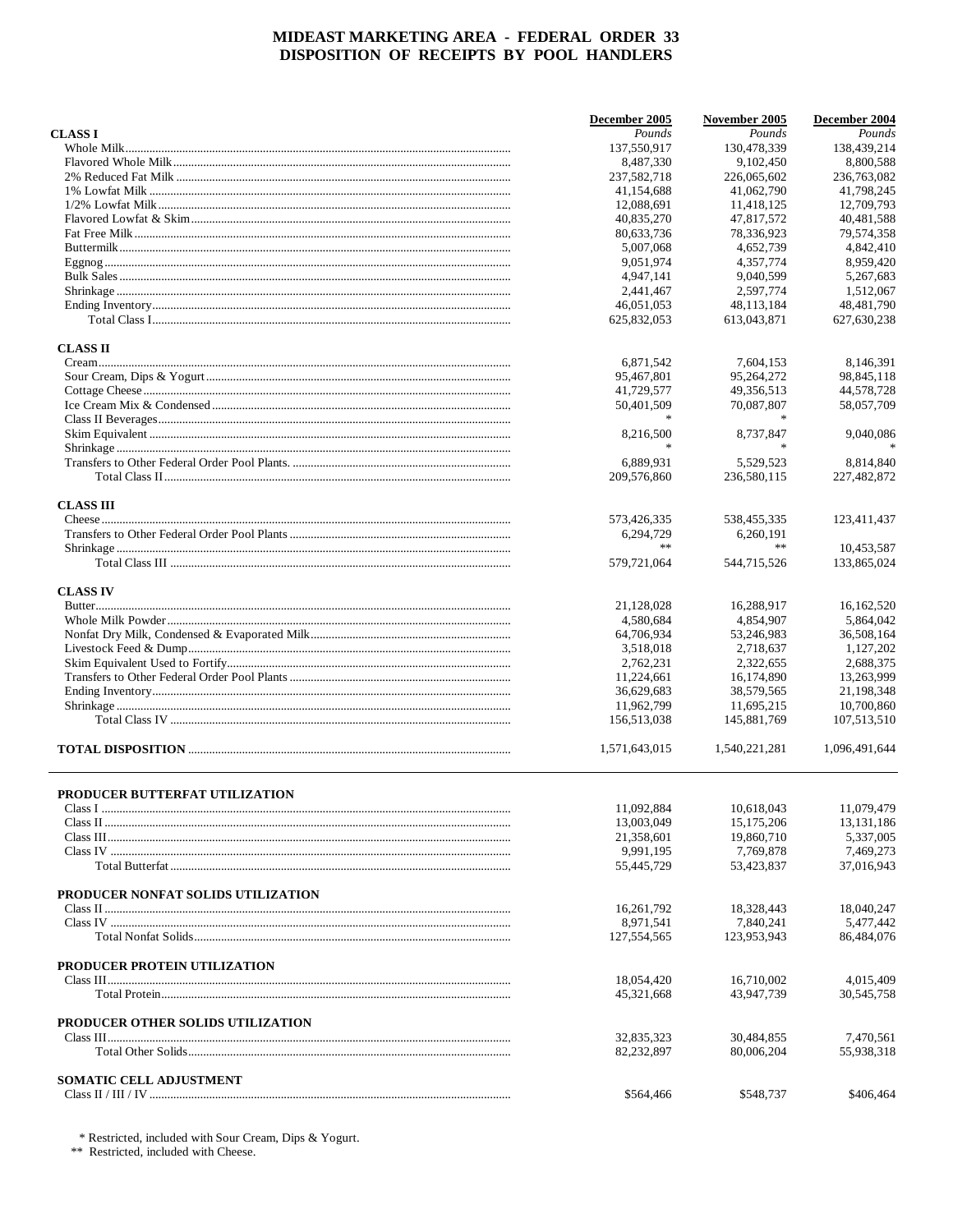# MIDEAST MARKETING AREA - FEDERAL ORDER 33
## DISPOSITION OF RECEIPTS BY POOL HANDLERS

| | December 2005 | November 2005 | December 2004 |
|---|---|---|---|
| **CLASS I** | *Pounds* | *Pounds* | *Pounds* |
| Whole Milk | 137,550,917 | 130,478,339 | 138,439,214 |
| Flavored Whole Milk | 8,487,330 | 9,102,450 | 8,800,588 |
| 2% Reduced Fat Milk | 237,582,718 | 226,065,602 | 236,763,082 |
| 1% Lowfat Milk | 41,154,688 | 41,062,790 | 41,798,245 |
| 1/2% Lowfat Milk | 12,088,691 | 11,418,125 | 12,709,793 |
| Flavored Lowfat & Skim | 40,835,270 | 47,817,572 | 40,481,588 |
| Fat Free Milk | 80,633,736 | 78,336,923 | 79,574,358 |
| Buttermilk | 5,007,068 | 4,652,739 | 4,842,410 |
| Eggnog | 9,051,974 | 4,357,774 | 8,959,420 |
| Bulk Sales | 4,947,141 | 9,040,599 | 5,267,683 |
| Shrinkage | 2,441,467 | 2,597,774 | 1,512,067 |
| Ending Inventory | 46,051,053 | 48,113,184 | 48,481,790 |
| Total Class I | 625,832,053 | 613,043,871 | 627,630,238 |
| **CLASS II** | | | |
| Cream | 6,871,542 | 7,604,153 | 8,146,391 |
| Sour Cream, Dips & Yogurt | 95,467,801 | 95,264,272 | 98,845,118 |
| Cottage Cheese | 41,729,577 | 49,356,513 | 44,578,728 |
| Ice Cream Mix & Condensed | 50,401,509 | 70,087,807 | 58,057,709 |
| Class II Beverages | * | * | |
| Skim Equivalent | 8,216,500 | 8,737,847 | 9,040,086 |
| Shrinkage | * | * | * |
| Transfers to Other Federal Order Pool Plants. | 6,889,931 | 5,529,523 | 8,814,840 |
| Total Class II | 209,576,860 | 236,580,115 | 227,482,872 |
| **CLASS III** | | | |
| Cheese | 573,426,335 | 538,455,335 | 123,411,437 |
| Transfers to Other Federal Order Pool Plants | 6,294,729 | 6,260,191 | |
| Shrinkage | ** | ** | 10,453,587 |
| Total Class III | 579,721,064 | 544,715,526 | 133,865,024 |
| **CLASS IV** | | | |
| Butter | 21,128,028 | 16,288,917 | 16,162,520 |
| Whole Milk Powder | 4,580,684 | 4,854,907 | 5,864,042 |
| Nonfat Dry Milk, Condensed & Evaporated Milk | 64,706,934 | 53,246,983 | 36,508,164 |
| Livestock Feed & Dump | 3,518,018 | 2,718,637 | 1,127,202 |
| Skim Equivalent Used to Fortify | 2,762,231 | 2,322,655 | 2,688,375 |
| Transfers to Other Federal Order Pool Plants | 11,224,661 | 16,174,890 | 13,263,999 |
| Ending Inventory | 36,629,683 | 38,579,565 | 21,198,348 |
| Shrinkage | 11,962,799 | 11,695,215 | 10,700,860 |
| Total Class IV | 156,513,038 | 145,881,769 | 107,513,510 |
| **TOTAL DISPOSITION** | 1,571,643,015 | 1,540,221,281 | 1,096,491,644 |

| | December 2005 | November 2005 | December 2004 |
|---|---|---|---|
| **PRODUCER BUTTERFAT UTILIZATION** | | | |
| Class I | 11,092,884 | 10,618,043 | 11,079,479 |
| Class II | 13,003,049 | 15,175,206 | 13,131,186 |
| Class III | 21,358,601 | 19,860,710 | 5,337,005 |
| Class IV | 9,991,195 | 7,769,878 | 7,469,273 |
| Total Butterfat | 55,445,729 | 53,423,837 | 37,016,943 |
| **PRODUCER NONFAT SOLIDS UTILIZATION** | | | |
| Class II | 16,261,792 | 18,328,443 | 18,040,247 |
| Class IV | 8,971,541 | 7,840,241 | 5,477,442 |
| Total Nonfat Solids | 127,554,565 | 123,953,943 | 86,484,076 |
| **PRODUCER PROTEIN UTILIZATION** | | | |
| Class III | 18,054,420 | 16,710,002 | 4,015,409 |
| Total Protein | 45,321,668 | 43,947,739 | 30,545,758 |
| **PRODUCER OTHER SOLIDS UTILIZATION** | | | |
| Class III | 32,835,323 | 30,484,855 | 7,470,561 |
| Total Other Solids | 82,232,897 | 80,006,204 | 55,938,318 |
| **SOMATIC CELL ADJUSTMENT** | | | |
| Class II / III / IV | $564,466 | $548,737 | $406,464 |

\* Restricted, included with Sour Cream, Dips & Yogurt.

\** Restricted, included with Cheese.